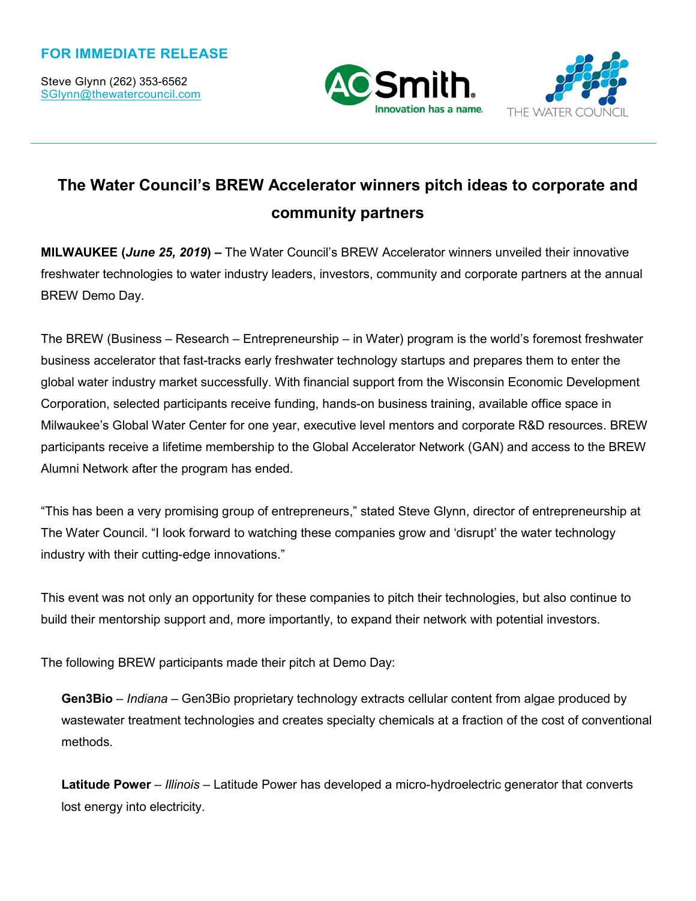**FOR IMMEDIATE RELEASE**

Steve Glynn (262) 353-6562
SGlynn@thewatercouncil.com

# The Water Council's BREW Accelerator winners pitch ideas to corporate and community partners

**MILWAUKEE (*June 25, 2019*) –** The Water Council's BREW Accelerator winners unveiled their innovative freshwater technologies to water industry leaders, investors, community and corporate partners at the annual BREW Demo Day.

The BREW (Business – Research – Entrepreneurship – in Water) program is the world's foremost freshwater business accelerator that fast-tracks early freshwater technology startups and prepares them to enter the global water industry market successfully. With financial support from the Wisconsin Economic Development Corporation, selected participants receive funding, hands-on business training, available office space in Milwaukee's Global Water Center for one year, executive level mentors and corporate R&D resources. BREW participants receive a lifetime membership to the Global Accelerator Network (GAN) and access to the BREW Alumni Network after the program has ended.

"This has been a very promising group of entrepreneurs," stated Steve Glynn, director of entrepreneurship at The Water Council. "I look forward to watching these companies grow and 'disrupt' the water technology industry with their cutting-edge innovations."

This event was not only an opportunity for these companies to pitch their technologies, but also continue to build their mentorship support and, more importantly, to expand their network with potential investors.

The following BREW participants made their pitch at Demo Day:

**Gen3Bio** – *Indiana* – Gen3Bio proprietary technology extracts cellular content from algae produced by wastewater treatment technologies and creates specialty chemicals at a fraction of the cost of conventional methods.

**Latitude Power** – *Illinois* – Latitude Power has developed a micro-hydroelectric generator that converts lost energy into electricity.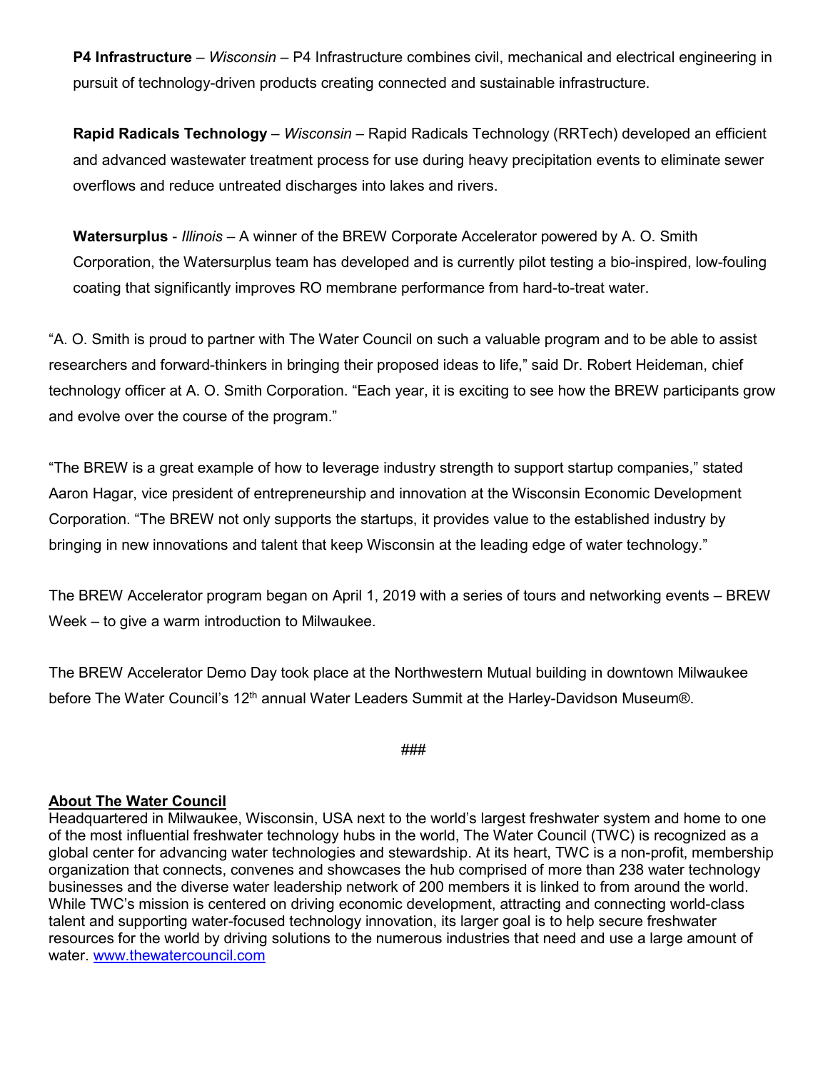**P4 Infrastructure** – *Wisconsin* – P4 Infrastructure combines civil, mechanical and electrical engineering in pursuit of technology-driven products creating connected and sustainable infrastructure.

**Rapid Radicals Technology** – *Wisconsin* – Rapid Radicals Technology (RRTech) developed an efficient and advanced wastewater treatment process for use during heavy precipitation events to eliminate sewer overflows and reduce untreated discharges into lakes and rivers.

**Watersurplus** - *Illinois* – A winner of the BREW Corporate Accelerator powered by A. O. Smith Corporation, the Watersurplus team has developed and is currently pilot testing a bio-inspired, low-fouling coating that significantly improves RO membrane performance from hard-to-treat water.

"A. O. Smith is proud to partner with The Water Council on such a valuable program and to be able to assist researchers and forward-thinkers in bringing their proposed ideas to life," said Dr. Robert Heideman, chief technology officer at A. O. Smith Corporation. "Each year, it is exciting to see how the BREW participants grow and evolve over the course of the program."

"The BREW is a great example of how to leverage industry strength to support startup companies," stated Aaron Hagar, vice president of entrepreneurship and innovation at the Wisconsin Economic Development Corporation. "The BREW not only supports the startups, it provides value to the established industry by bringing in new innovations and talent that keep Wisconsin at the leading edge of water technology."

The BREW Accelerator program began on April 1, 2019 with a series of tours and networking events – BREW Week – to give a warm introduction to Milwaukee.

The BREW Accelerator Demo Day took place at the Northwestern Mutual building in downtown Milwaukee before The Water Council's 12th annual Water Leaders Summit at the Harley-Davidson Museum®.

###

**About The Water Council**

Headquartered in Milwaukee, Wisconsin, USA next to the world's largest freshwater system and home to one of the most influential freshwater technology hubs in the world, The Water Council (TWC) is recognized as a global center for advancing water technologies and stewardship. At its heart, TWC is a non-profit, membership organization that connects, convenes and showcases the hub comprised of more than 238 water technology businesses and the diverse water leadership network of 200 members it is linked to from around the world. While TWC's mission is centered on driving economic development, attracting and connecting world-class talent and supporting water-focused technology innovation, its larger goal is to help secure freshwater resources for the world by driving solutions to the numerous industries that need and use a large amount of water. www.thewatercouncil.com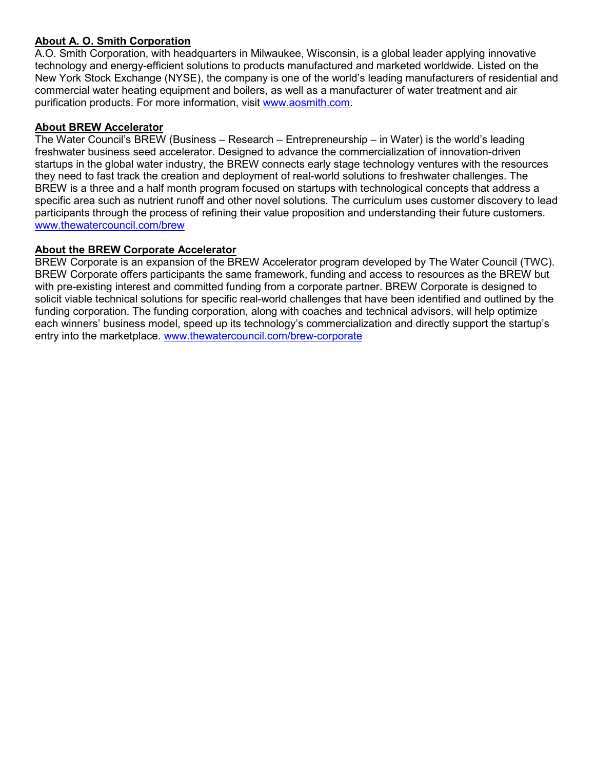**About A. O. Smith Corporation**
A.O. Smith Corporation, with headquarters in Milwaukee, Wisconsin, is a global leader applying innovative technology and energy-efficient solutions to products manufactured and marketed worldwide. Listed on the New York Stock Exchange (NYSE), the company is one of the world's leading manufacturers of residential and commercial water heating equipment and boilers, as well as a manufacturer of water treatment and air purification products. For more information, visit www.aosmith.com.

**About BREW Accelerator**
The Water Council's BREW (Business – Research – Entrepreneurship – in Water) is the world's leading freshwater business seed accelerator. Designed to advance the commercialization of innovation-driven startups in the global water industry, the BREW connects early stage technology ventures with the resources they need to fast track the creation and deployment of real-world solutions to freshwater challenges. The BREW is a three and a half month program focused on startups with technological concepts that address a specific area such as nutrient runoff and other novel solutions. The curriculum uses customer discovery to lead participants through the process of refining their value proposition and understanding their future customers. www.thewatercouncil.com/brew

**About the BREW Corporate Accelerator**
BREW Corporate is an expansion of the BREW Accelerator program developed by The Water Council (TWC). BREW Corporate offers participants the same framework, funding and access to resources as the BREW but with pre-existing interest and committed funding from a corporate partner. BREW Corporate is designed to solicit viable technical solutions for specific real-world challenges that have been identified and outlined by the funding corporation. The funding corporation, along with coaches and technical advisors, will help optimize each winners' business model, speed up its technology's commercialization and directly support the startup's entry into the marketplace. www.thewatercouncil.com/brew-corporate